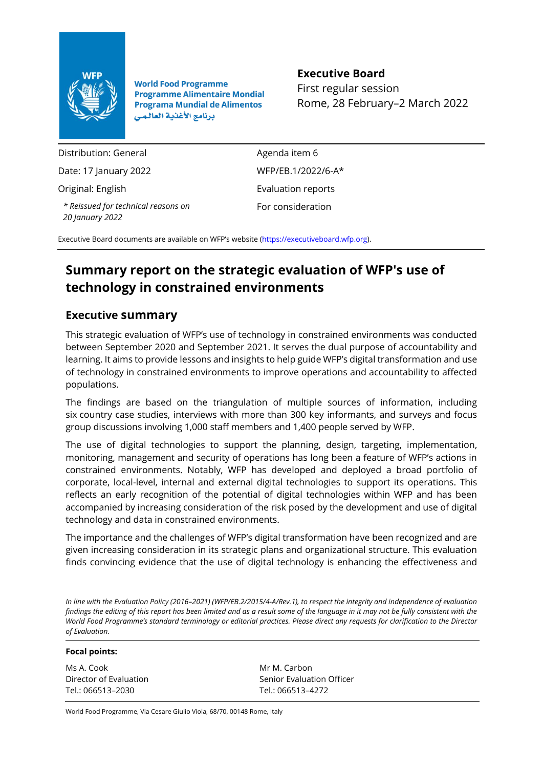World Food Programme
Programme Alimentaire Mondial
Programa Mundial de Alimentos
برنامج الأغذية العالمي

**Executive Board**
First regular session
Rome, 28 February–2 March 2022

| | |
|---|---|
| Distribution: General | Agenda item 6 |
| Date: 17 January 2022 | WFP/EB.1/2022/6-A* |
| Original: English | Evaluation reports |
| *\* Reissued for technical reasons on 20 January 2022* | For consideration |

Executive Board documents are available on WFP's website (https://executiveboard.wfp.org).

# Summary report on the strategic evaluation of WFP's use of technology in constrained environments

## Executive summary

This strategic evaluation of WFP's use of technology in constrained environments was conducted between September 2020 and September 2021. It serves the dual purpose of accountability and learning. It aims to provide lessons and insights to help guide WFP's digital transformation and use of technology in constrained environments to improve operations and accountability to affected populations.

The findings are based on the triangulation of multiple sources of information, including six country case studies, interviews with more than 300 key informants, and surveys and focus group discussions involving 1,000 staff members and 1,400 people served by WFP.

The use of digital technologies to support the planning, design, targeting, implementation, monitoring, management and security of operations has long been a feature of WFP's actions in constrained environments. Notably, WFP has developed and deployed a broad portfolio of corporate, local-level, internal and external digital technologies to support its operations. This reflects an early recognition of the potential of digital technologies within WFP and has been accompanied by increasing consideration of the risk posed by the development and use of digital technology and data in constrained environments.

The importance and the challenges of WFP's digital transformation have been recognized and are given increasing consideration in its strategic plans and organizational structure. This evaluation finds convincing evidence that the use of digital technology is enhancing the effectiveness and

*In line with the Evaluation Policy (2016–2021) (WFP/EB.2/2015/4-A/Rev.1), to respect the integrity and independence of evaluation findings the editing of this report has been limited and as a result some of the language in it may not be fully consistent with the World Food Programme's standard terminology or editorial practices. Please direct any requests for clarification to the Director of Evaluation.*

**Focal points:**

| | |
|---|---|
| Ms A. Cook<br>Director of Evaluation<br>Tel.: 066513-2030 | Mr M. Carbon<br>Senior Evaluation Officer<br>Tel.: 066513-4272 |

World Food Programme, Via Cesare Giulio Viola, 68/70, 00148 Rome, Italy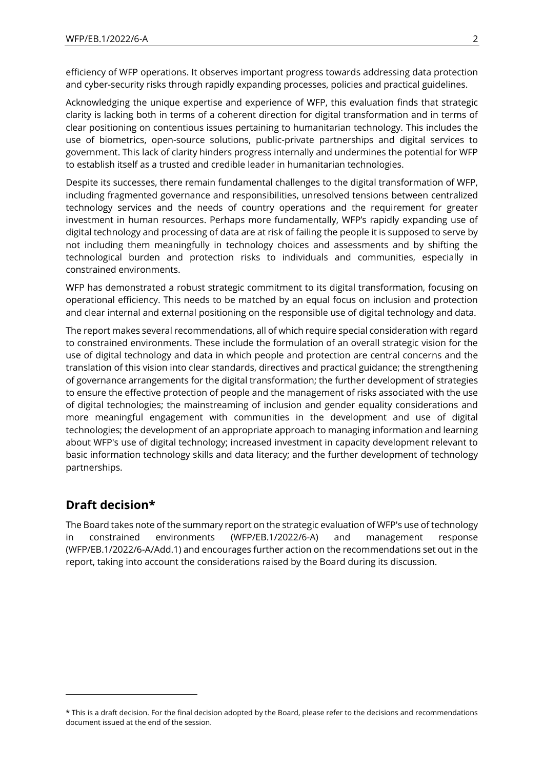efficiency of WFP operations. It observes important progress towards addressing data protection and cyber-security risks through rapidly expanding processes, policies and practical guidelines.

Acknowledging the unique expertise and experience of WFP, this evaluation finds that strategic clarity is lacking both in terms of a coherent direction for digital transformation and in terms of clear positioning on contentious issues pertaining to humanitarian technology. This includes the use of biometrics, open-source solutions, public-private partnerships and digital services to government. This lack of clarity hinders progress internally and undermines the potential for WFP to establish itself as a trusted and credible leader in humanitarian technologies.

Despite its successes, there remain fundamental challenges to the digital transformation of WFP, including fragmented governance and responsibilities, unresolved tensions between centralized technology services and the needs of country operations and the requirement for greater investment in human resources. Perhaps more fundamentally, WFP's rapidly expanding use of digital technology and processing of data are at risk of failing the people it is supposed to serve by not including them meaningfully in technology choices and assessments and by shifting the technological burden and protection risks to individuals and communities, especially in constrained environments.

WFP has demonstrated a robust strategic commitment to its digital transformation, focusing on operational efficiency. This needs to be matched by an equal focus on inclusion and protection and clear internal and external positioning on the responsible use of digital technology and data.

The report makes several recommendations, all of which require special consideration with regard to constrained environments. These include the formulation of an overall strategic vision for the use of digital technology and data in which people and protection are central concerns and the translation of this vision into clear standards, directives and practical guidance; the strengthening of governance arrangements for the digital transformation; the further development of strategies to ensure the effective protection of people and the management of risks associated with the use of digital technologies; the mainstreaming of inclusion and gender equality considerations and more meaningful engagement with communities in the development and use of digital technologies; the development of an appropriate approach to managing information and learning about WFP's use of digital technology; increased investment in capacity development relevant to basic information technology skills and data literacy; and the further development of technology partnerships.

## Draft decision*

The Board takes note of the summary report on the strategic evaluation of WFP's use of technology in constrained environments (WFP/EB.1/2022/6-A) and management response (WFP/EB.1/2022/6-A/Add.1) and encourages further action on the recommendations set out in the report, taking into account the considerations raised by the Board during its discussion.

* This is a draft decision. For the final decision adopted by the Board, please refer to the decisions and recommendations document issued at the end of the session.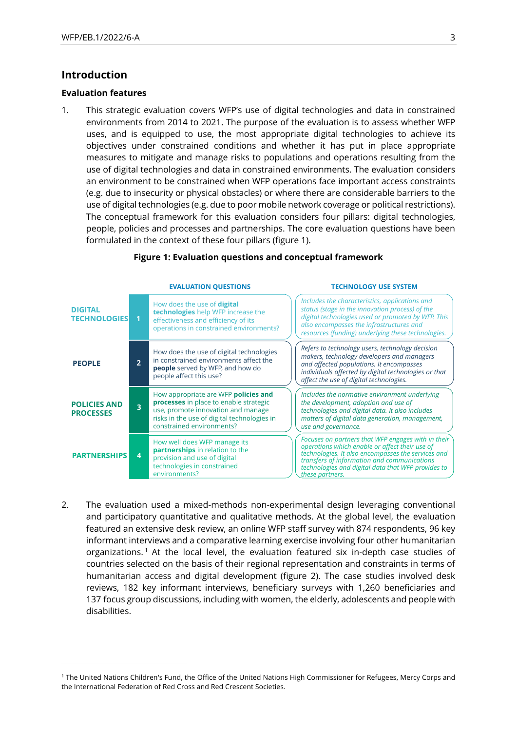## Introduction

### Evaluation features

1. This strategic evaluation covers WFP's use of digital technologies and data in constrained environments from 2014 to 2021. The purpose of the evaluation is to assess whether WFP uses, and is equipped to use, the most appropriate digital technologies to achieve its objectives under constrained conditions and whether it has put in place appropriate measures to mitigate and manage risks to populations and operations resulting from the use of digital technologies and data in constrained environments. The evaluation considers an environment to be constrained when WFP operations face important access constraints (e.g. due to insecurity or physical obstacles) or where there are considerable barriers to the use of digital technologies (e.g. due to poor mobile network coverage or political restrictions). The conceptual framework for this evaluation considers four pillars: digital technologies, people, policies and processes and partnerships. The core evaluation questions have been formulated in the context of these four pillars (figure 1).

**Figure 1: Evaluation questions and conceptual framework**

| | | EVALUATION QUESTIONS | TECHNOLOGY USE SYSTEM |
|---|---|---|---|
| **DIGITAL TECHNOLOGIES** | 1 | How does the use of **digital technologies** help WFP increase the effectiveness and efficiency of its operations in constrained environments? | *Includes the characteristics, applications and status (stage in the innovation process) of the digital technologies used or promoted by WFP. This also encompasses the infrastructures and resources (funding) underlying these technologies.* |
| **PEOPLE** | 2 | How does the use of digital technologies in constrained environments affect the **people** served by WFP, and how do people affect this use? | *Refers to technology users, technology decision makers, technology developers and managers and affected populations. It encompasses individuals affected by digital technologies or that affect the use of digital technologies.* |
| **POLICIES AND PROCESSES** | 3 | How appropriate are WFP **policies and processes** in place to enable strategic use, promote innovation and manage risks in the use of digital technologies in constrained environments? | *Includes the normative environment underlying the development, adoption and use of technologies and digital data. It also includes matters of digital data generation, management, use and governance.* |
| **PARTNERSHIPS** | 4 | How well does WFP manage its **partnerships** in relation to the provision and use of digital technologies in constrained environments? | *Focuses on partners that WFP engages with in their operations which enable or affect their use of technologies. It also encompasses the services and transfers of information and communications technologies and digital data that WFP provides to these partners.* |

2. The evaluation used a mixed-methods non-experimental design leveraging conventional and participatory quantitative and qualitative methods. At the global level, the evaluation featured an extensive desk review, an online WFP staff survey with 874 respondents, 96 key informant interviews and a comparative learning exercise involving four other humanitarian organizations.[1] At the local level, the evaluation featured six in-depth case studies of countries selected on the basis of their regional representation and constraints in terms of humanitarian access and digital development (figure 2). The case studies involved desk reviews, 182 key informant interviews, beneficiary surveys with 1,260 beneficiaries and 137 focus group discussions, including with women, the elderly, adolescents and people with disabilities.

[1] The United Nations Children's Fund, the Office of the United Nations High Commissioner for Refugees, Mercy Corps and the International Federation of Red Cross and Red Crescent Societies.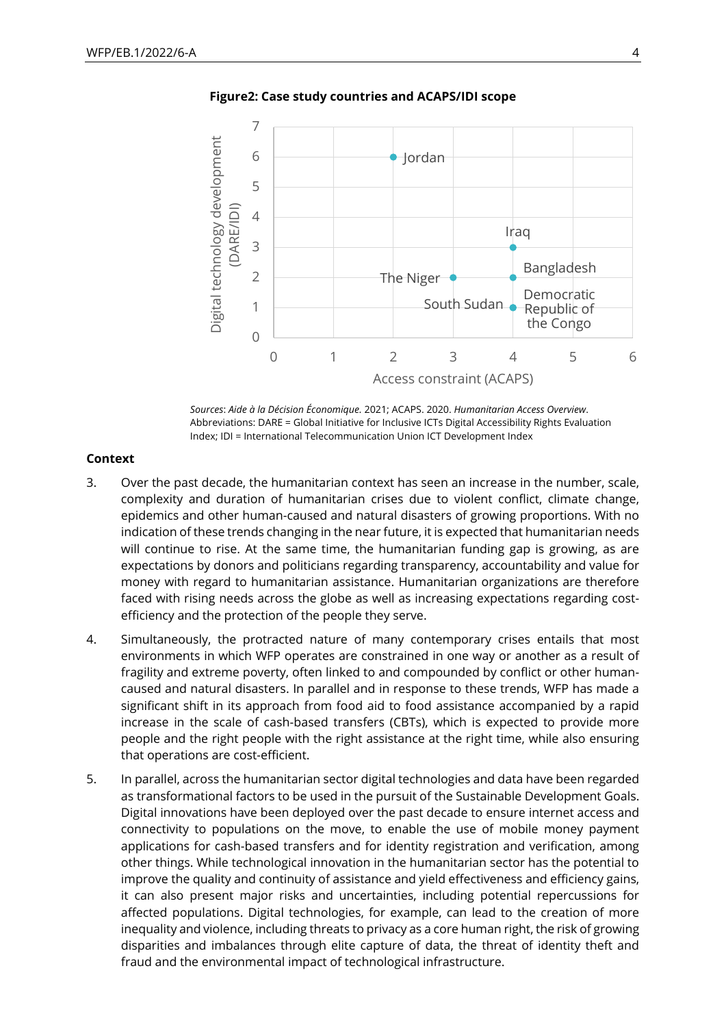**Figure2: Case study countries and ACAPS/IDI scope**

| Country | Access constraint (ACAPS) | Digital technology development (DARE/IDI) |
|---|---|---|
| Jordan | 2 | 6 |
| Iraq | 4 | 3 |
| Bangladesh | 4 | 2 |
| The Niger | 3 | 2 |
| South Sudan | 4 | 1 |
| Democratic Republic of the Congo | 4 | 1 |

*Sources*: *Aide à la Décision Économique.* 2021; ACAPS. 2020. *Humanitarian Access Overview*.
Abbreviations: DARE = Global Initiative for Inclusive ICTs Digital Accessibility Rights Evaluation Index; IDI = International Telecommunication Union ICT Development Index

**Context**

3. Over the past decade, the humanitarian context has seen an increase in the number, scale, complexity and duration of humanitarian crises due to violent conflict, climate change, epidemics and other human-caused and natural disasters of growing proportions. With no indication of these trends changing in the near future, it is expected that humanitarian needs will continue to rise. At the same time, the humanitarian funding gap is growing, as are expectations by donors and politicians regarding transparency, accountability and value for money with regard to humanitarian assistance. Humanitarian organizations are therefore faced with rising needs across the globe as well as increasing expectations regarding cost-efficiency and the protection of the people they serve.

4. Simultaneously, the protracted nature of many contemporary crises entails that most environments in which WFP operates are constrained in one way or another as a result of fragility and extreme poverty, often linked to and compounded by conflict or other human-caused and natural disasters. In parallel and in response to these trends, WFP has made a significant shift in its approach from food aid to food assistance accompanied by a rapid increase in the scale of cash-based transfers (CBTs), which is expected to provide more people and the right people with the right assistance at the right time, while also ensuring that operations are cost-efficient.

5. In parallel, across the humanitarian sector digital technologies and data have been regarded as transformational factors to be used in the pursuit of the Sustainable Development Goals. Digital innovations have been deployed over the past decade to ensure internet access and connectivity to populations on the move, to enable the use of mobile money payment applications for cash-based transfers and for identity registration and verification, among other things. While technological innovation in the humanitarian sector has the potential to improve the quality and continuity of assistance and yield effectiveness and efficiency gains, it can also present major risks and uncertainties, including potential repercussions for affected populations. Digital technologies, for example, can lead to the creation of more inequality and violence, including threats to privacy as a core human right, the risk of growing disparities and imbalances through elite capture of data, the threat of identity theft and fraud and the environmental impact of technological infrastructure.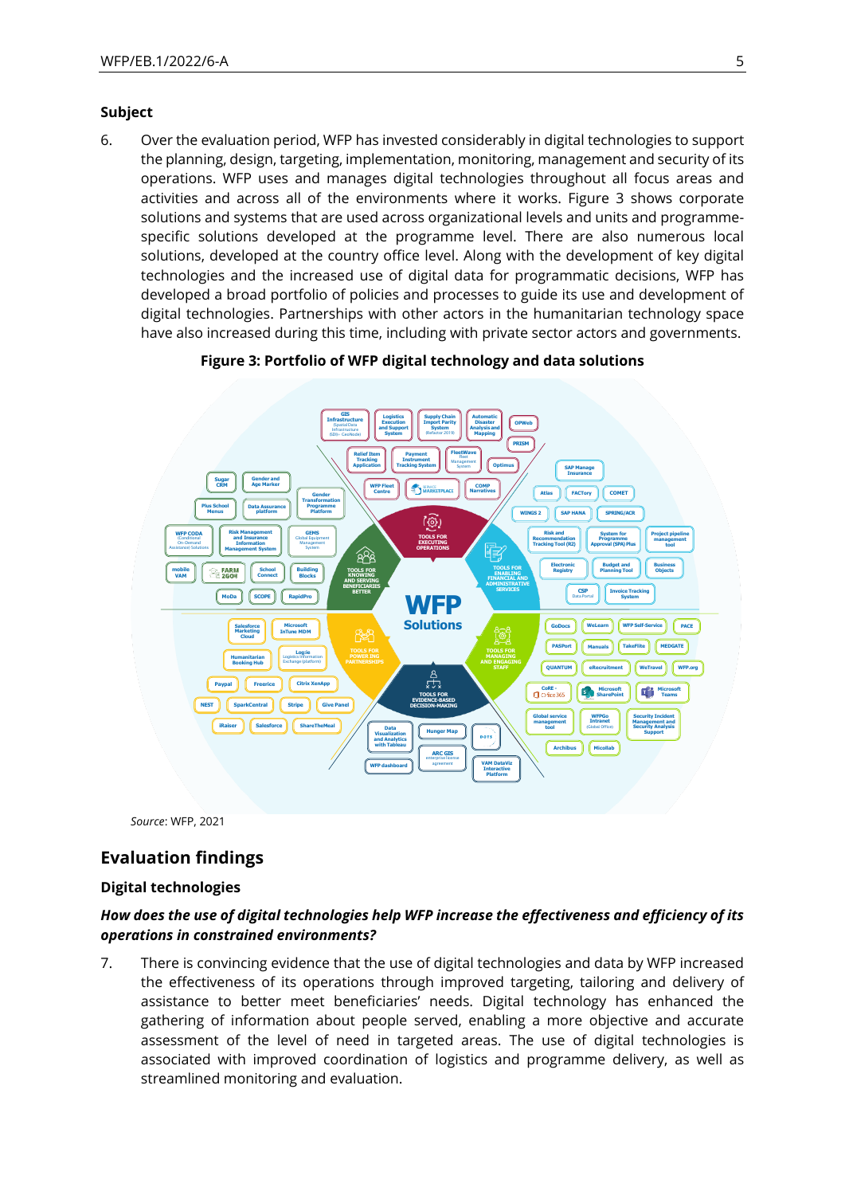### Subject

6. Over the evaluation period, WFP has invested considerably in digital technologies to support the planning, design, targeting, implementation, monitoring, management and security of its operations. WFP uses and manages digital technologies throughout all focus areas and activities and across all of the environments where it works. Figure 3 shows corporate solutions and systems that are used across organizational levels and units and programme-specific solutions developed at the programme level. There are also numerous local solutions, developed at the country office level. Along with the development of key digital technologies and the increased use of digital data for programmatic decisions, WFP has developed a broad portfolio of policies and processes to guide its use and development of digital technologies. Partnerships with other actors in the humanitarian technology space have also increased during this time, including with private sector actors and governments.

**Figure 3: Portfolio of WFP digital technology and data solutions**

*Source*: WFP, 2021

## Evaluation findings

### Digital technologies

***How does the use of digital technologies help WFP increase the effectiveness and efficiency of its operations in constrained environments?***

7. There is convincing evidence that the use of digital technologies and data by WFP increased the effectiveness of its operations through improved targeting, tailoring and delivery of assistance to better meet beneficiaries' needs. Digital technology has enhanced the gathering of information about people served, enabling a more objective and accurate assessment of the level of need in targeted areas. The use of digital technologies is associated with improved coordination of logistics and programme delivery, as well as streamlined monitoring and evaluation.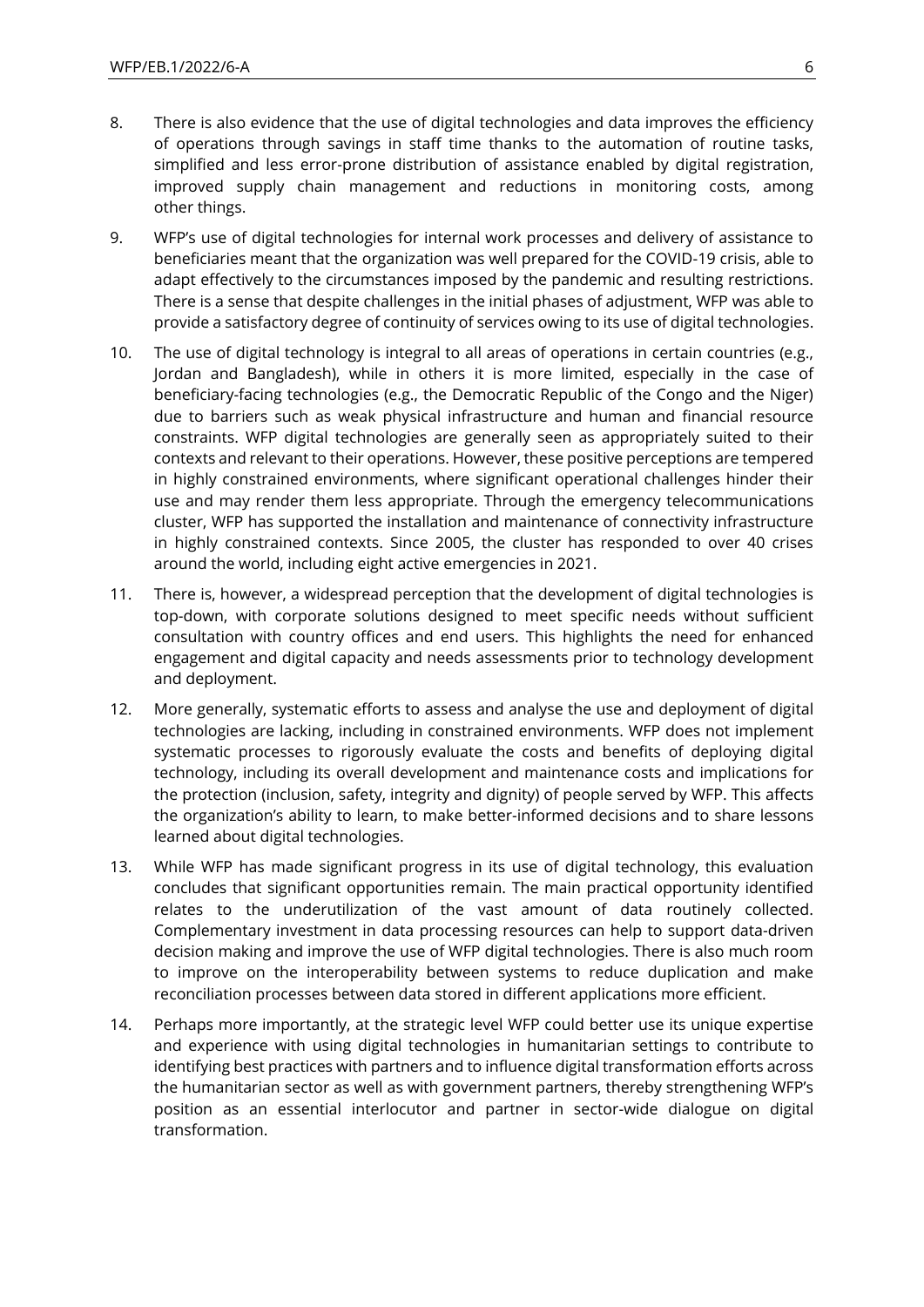8. There is also evidence that the use of digital technologies and data improves the efficiency of operations through savings in staff time thanks to the automation of routine tasks, simplified and less error-prone distribution of assistance enabled by digital registration, improved supply chain management and reductions in monitoring costs, among other things.

9. WFP's use of digital technologies for internal work processes and delivery of assistance to beneficiaries meant that the organization was well prepared for the COVID-19 crisis, able to adapt effectively to the circumstances imposed by the pandemic and resulting restrictions. There is a sense that despite challenges in the initial phases of adjustment, WFP was able to provide a satisfactory degree of continuity of services owing to its use of digital technologies.

10. The use of digital technology is integral to all areas of operations in certain countries (e.g., Jordan and Bangladesh), while in others it is more limited, especially in the case of beneficiary-facing technologies (e.g., the Democratic Republic of the Congo and the Niger) due to barriers such as weak physical infrastructure and human and financial resource constraints. WFP digital technologies are generally seen as appropriately suited to their contexts and relevant to their operations. However, these positive perceptions are tempered in highly constrained environments, where significant operational challenges hinder their use and may render them less appropriate. Through the emergency telecommunications cluster, WFP has supported the installation and maintenance of connectivity infrastructure in highly constrained contexts. Since 2005, the cluster has responded to over 40 crises around the world, including eight active emergencies in 2021.

11. There is, however, a widespread perception that the development of digital technologies is top-down, with corporate solutions designed to meet specific needs without sufficient consultation with country offices and end users. This highlights the need for enhanced engagement and digital capacity and needs assessments prior to technology development and deployment.

12. More generally, systematic efforts to assess and analyse the use and deployment of digital technologies are lacking, including in constrained environments. WFP does not implement systematic processes to rigorously evaluate the costs and benefits of deploying digital technology, including its overall development and maintenance costs and implications for the protection (inclusion, safety, integrity and dignity) of people served by WFP. This affects the organization's ability to learn, to make better-informed decisions and to share lessons learned about digital technologies.

13. While WFP has made significant progress in its use of digital technology, this evaluation concludes that significant opportunities remain. The main practical opportunity identified relates to the underutilization of the vast amount of data routinely collected. Complementary investment in data processing resources can help to support data-driven decision making and improve the use of WFP digital technologies. There is also much room to improve on the interoperability between systems to reduce duplication and make reconciliation processes between data stored in different applications more efficient.

14. Perhaps more importantly, at the strategic level WFP could better use its unique expertise and experience with using digital technologies in humanitarian settings to contribute to identifying best practices with partners and to influence digital transformation efforts across the humanitarian sector as well as with government partners, thereby strengthening WFP's position as an essential interlocutor and partner in sector-wide dialogue on digital transformation.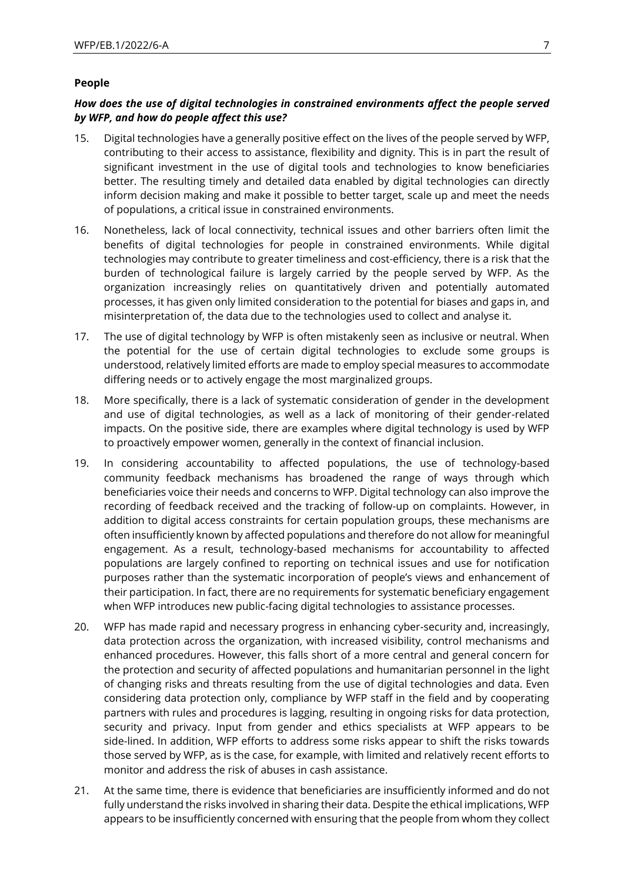**People**

***How does the use of digital technologies in constrained environments affect the people served by WFP, and how do people affect this use?***

15. Digital technologies have a generally positive effect on the lives of the people served by WFP, contributing to their access to assistance, flexibility and dignity. This is in part the result of significant investment in the use of digital tools and technologies to know beneficiaries better. The resulting timely and detailed data enabled by digital technologies can directly inform decision making and make it possible to better target, scale up and meet the needs of populations, a critical issue in constrained environments.

16. Nonetheless, lack of local connectivity, technical issues and other barriers often limit the benefits of digital technologies for people in constrained environments. While digital technologies may contribute to greater timeliness and cost-efficiency, there is a risk that the burden of technological failure is largely carried by the people served by WFP. As the organization increasingly relies on quantitatively driven and potentially automated processes, it has given only limited consideration to the potential for biases and gaps in, and misinterpretation of, the data due to the technologies used to collect and analyse it.

17. The use of digital technology by WFP is often mistakenly seen as inclusive or neutral. When the potential for the use of certain digital technologies to exclude some groups is understood, relatively limited efforts are made to employ special measures to accommodate differing needs or to actively engage the most marginalized groups.

18. More specifically, there is a lack of systematic consideration of gender in the development and use of digital technologies, as well as a lack of monitoring of their gender-related impacts. On the positive side, there are examples where digital technology is used by WFP to proactively empower women, generally in the context of financial inclusion.

19. In considering accountability to affected populations, the use of technology-based community feedback mechanisms has broadened the range of ways through which beneficiaries voice their needs and concerns to WFP. Digital technology can also improve the recording of feedback received and the tracking of follow-up on complaints. However, in addition to digital access constraints for certain population groups, these mechanisms are often insufficiently known by affected populations and therefore do not allow for meaningful engagement. As a result, technology-based mechanisms for accountability to affected populations are largely confined to reporting on technical issues and use for notification purposes rather than the systematic incorporation of people's views and enhancement of their participation. In fact, there are no requirements for systematic beneficiary engagement when WFP introduces new public-facing digital technologies to assistance processes.

20. WFP has made rapid and necessary progress in enhancing cyber-security and, increasingly, data protection across the organization, with increased visibility, control mechanisms and enhanced procedures. However, this falls short of a more central and general concern for the protection and security of affected populations and humanitarian personnel in the light of changing risks and threats resulting from the use of digital technologies and data. Even considering data protection only, compliance by WFP staff in the field and by cooperating partners with rules and procedures is lagging, resulting in ongoing risks for data protection, security and privacy. Input from gender and ethics specialists at WFP appears to be side-lined. In addition, WFP efforts to address some risks appear to shift the risks towards those served by WFP, as is the case, for example, with limited and relatively recent efforts to monitor and address the risk of abuses in cash assistance.

21. At the same time, there is evidence that beneficiaries are insufficiently informed and do not fully understand the risks involved in sharing their data. Despite the ethical implications, WFP appears to be insufficiently concerned with ensuring that the people from whom they collect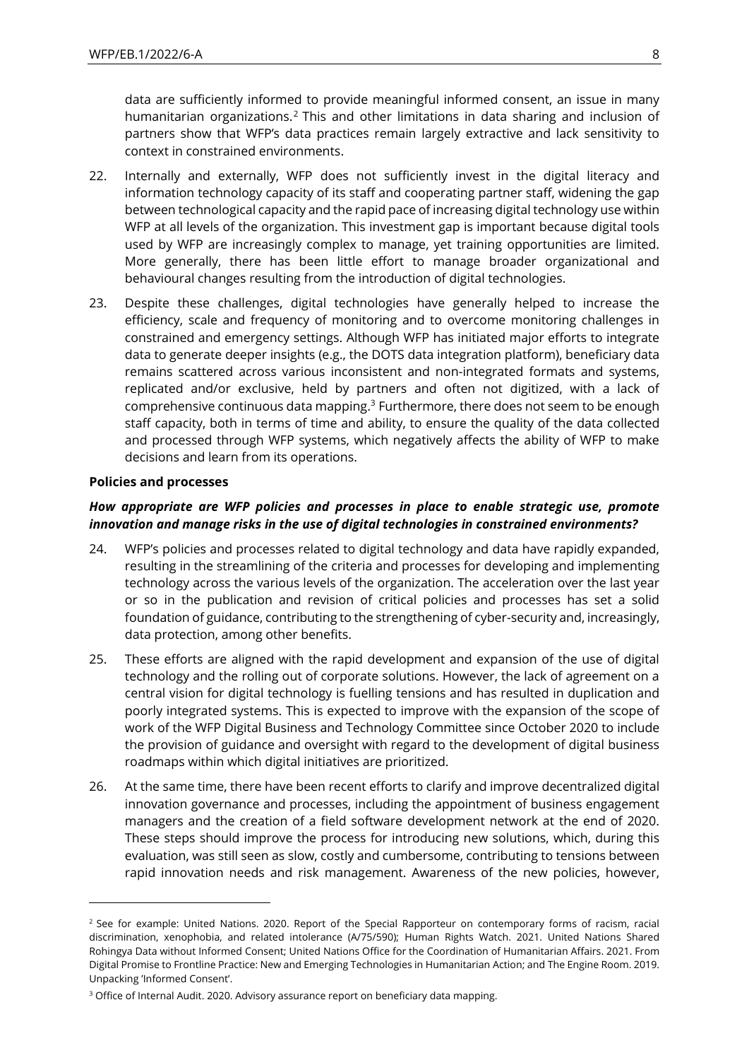data are sufficiently informed to provide meaningful informed consent, an issue in many humanitarian organizations.[2] This and other limitations in data sharing and inclusion of partners show that WFP's data practices remain largely extractive and lack sensitivity to context in constrained environments.

22. Internally and externally, WFP does not sufficiently invest in the digital literacy and information technology capacity of its staff and cooperating partner staff, widening the gap between technological capacity and the rapid pace of increasing digital technology use within WFP at all levels of the organization. This investment gap is important because digital tools used by WFP are increasingly complex to manage, yet training opportunities are limited. More generally, there has been little effort to manage broader organizational and behavioural changes resulting from the introduction of digital technologies.

23. Despite these challenges, digital technologies have generally helped to increase the efficiency, scale and frequency of monitoring and to overcome monitoring challenges in constrained and emergency settings. Although WFP has initiated major efforts to integrate data to generate deeper insights (e.g., the DOTS data integration platform), beneficiary data remains scattered across various inconsistent and non-integrated formats and systems, replicated and/or exclusive, held by partners and often not digitized, with a lack of comprehensive continuous data mapping.[3] Furthermore, there does not seem to be enough staff capacity, both in terms of time and ability, to ensure the quality of the data collected and processed through WFP systems, which negatively affects the ability of WFP to make decisions and learn from its operations.

**Policies and processes**

***How appropriate are WFP policies and processes in place to enable strategic use, promote innovation and manage risks in the use of digital technologies in constrained environments?***

24. WFP's policies and processes related to digital technology and data have rapidly expanded, resulting in the streamlining of the criteria and processes for developing and implementing technology across the various levels of the organization. The acceleration over the last year or so in the publication and revision of critical policies and processes has set a solid foundation of guidance, contributing to the strengthening of cyber-security and, increasingly, data protection, among other benefits.

25. These efforts are aligned with the rapid development and expansion of the use of digital technology and the rolling out of corporate solutions. However, the lack of agreement on a central vision for digital technology is fuelling tensions and has resulted in duplication and poorly integrated systems. This is expected to improve with the expansion of the scope of work of the WFP Digital Business and Technology Committee since October 2020 to include the provision of guidance and oversight with regard to the development of digital business roadmaps within which digital initiatives are prioritized.

26. At the same time, there have been recent efforts to clarify and improve decentralized digital innovation governance and processes, including the appointment of business engagement managers and the creation of a field software development network at the end of 2020. These steps should improve the process for introducing new solutions, which, during this evaluation, was still seen as slow, costly and cumbersome, contributing to tensions between rapid innovation needs and risk management. Awareness of the new policies, however,

---

[2] See for example: United Nations. 2020. Report of the Special Rapporteur on contemporary forms of racism, racial discrimination, xenophobia, and related intolerance (A/75/590); Human Rights Watch. 2021. United Nations Shared Rohingya Data without Informed Consent; United Nations Office for the Coordination of Humanitarian Affairs. 2021. From Digital Promise to Frontline Practice: New and Emerging Technologies in Humanitarian Action; and The Engine Room. 2019. Unpacking 'Informed Consent'.

[3] Office of Internal Audit. 2020. Advisory assurance report on beneficiary data mapping.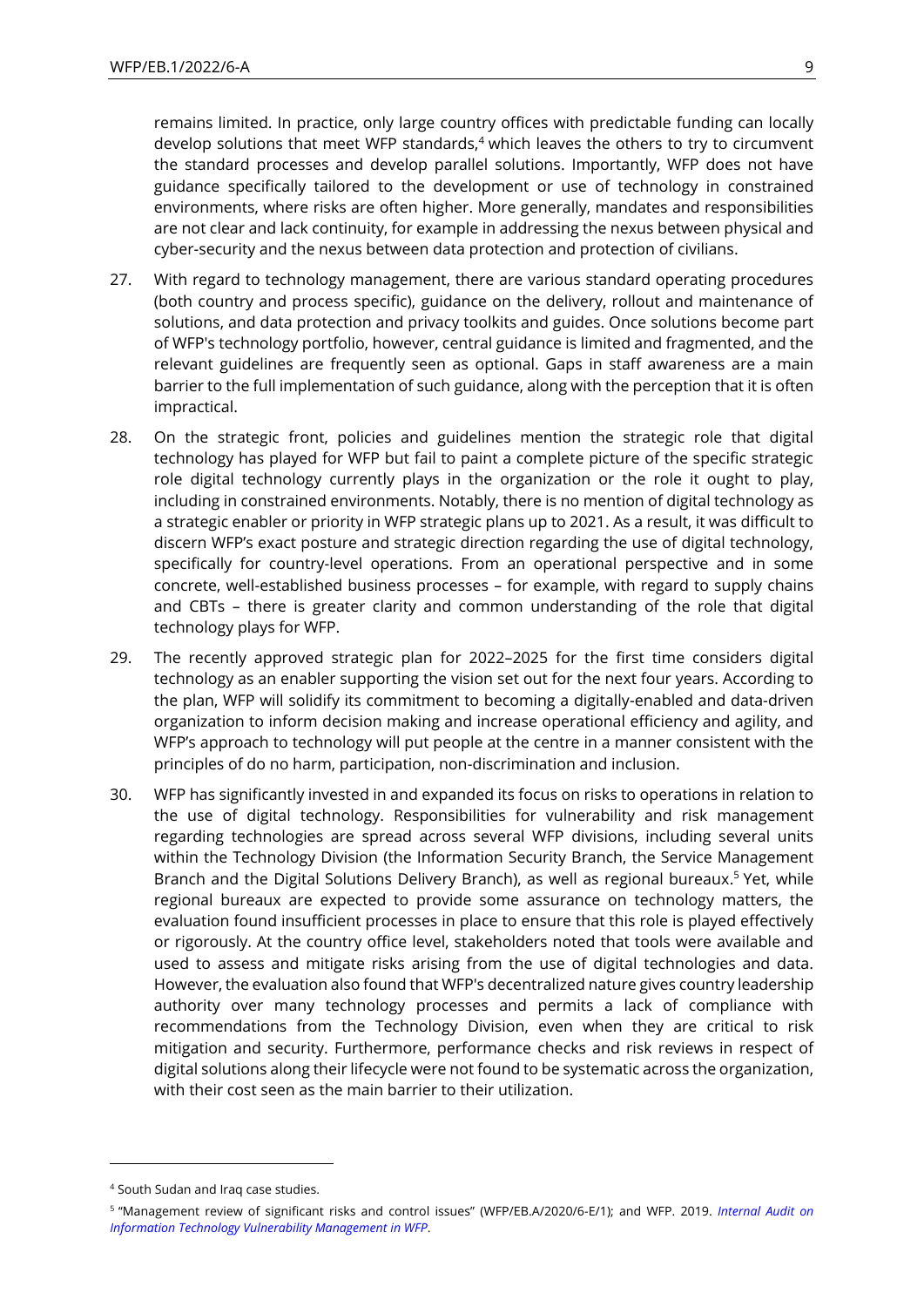remains limited. In practice, only large country offices with predictable funding can locally develop solutions that meet WFP standards,[4] which leaves the others to try to circumvent the standard processes and develop parallel solutions. Importantly, WFP does not have guidance specifically tailored to the development or use of technology in constrained environments, where risks are often higher. More generally, mandates and responsibilities are not clear and lack continuity, for example in addressing the nexus between physical and cyber-security and the nexus between data protection and protection of civilians.

27. With regard to technology management, there are various standard operating procedures (both country and process specific), guidance on the delivery, rollout and maintenance of solutions, and data protection and privacy toolkits and guides. Once solutions become part of WFP's technology portfolio, however, central guidance is limited and fragmented, and the relevant guidelines are frequently seen as optional. Gaps in staff awareness are a main barrier to the full implementation of such guidance, along with the perception that it is often impractical.

28. On the strategic front, policies and guidelines mention the strategic role that digital technology has played for WFP but fail to paint a complete picture of the specific strategic role digital technology currently plays in the organization or the role it ought to play, including in constrained environments. Notably, there is no mention of digital technology as a strategic enabler or priority in WFP strategic plans up to 2021. As a result, it was difficult to discern WFP's exact posture and strategic direction regarding the use of digital technology, specifically for country-level operations. From an operational perspective and in some concrete, well-established business processes – for example, with regard to supply chains and CBTs – there is greater clarity and common understanding of the role that digital technology plays for WFP.

29. The recently approved strategic plan for 2022–2025 for the first time considers digital technology as an enabler supporting the vision set out for the next four years. According to the plan, WFP will solidify its commitment to becoming a digitally-enabled and data-driven organization to inform decision making and increase operational efficiency and agility, and WFP's approach to technology will put people at the centre in a manner consistent with the principles of do no harm, participation, non-discrimination and inclusion.

30. WFP has significantly invested in and expanded its focus on risks to operations in relation to the use of digital technology. Responsibilities for vulnerability and risk management regarding technologies are spread across several WFP divisions, including several units within the Technology Division (the Information Security Branch, the Service Management Branch and the Digital Solutions Delivery Branch), as well as regional bureaux.[5] Yet, while regional bureaux are expected to provide some assurance on technology matters, the evaluation found insufficient processes in place to ensure that this role is played effectively or rigorously. At the country office level, stakeholders noted that tools were available and used to assess and mitigate risks arising from the use of digital technologies and data. However, the evaluation also found that WFP's decentralized nature gives country leadership authority over many technology processes and permits a lack of compliance with recommendations from the Technology Division, even when they are critical to risk mitigation and security. Furthermore, performance checks and risk reviews in respect of digital solutions along their lifecycle were not found to be systematic across the organization, with their cost seen as the main barrier to their utilization.

---

[4] South Sudan and Iraq case studies.

[5] "Management review of significant risks and control issues" (WFP/EB.A/2020/6-E/1); and WFP. 2019. *Internal Audit on Information Technology Vulnerability Management in WFP*.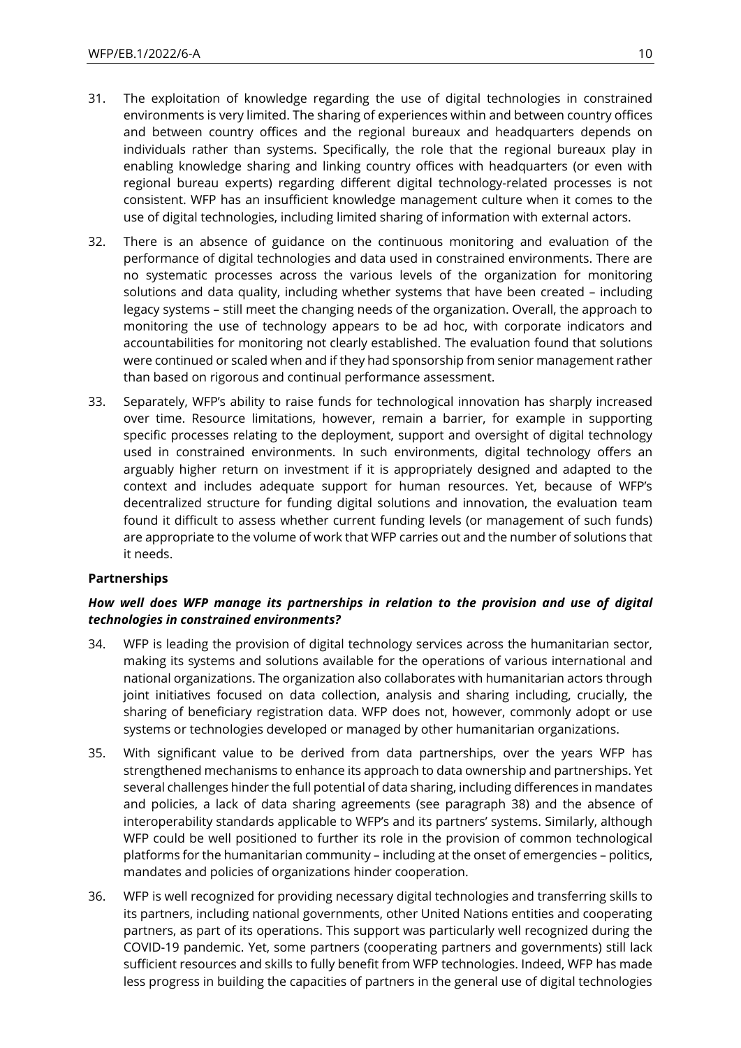31. The exploitation of knowledge regarding the use of digital technologies in constrained environments is very limited. The sharing of experiences within and between country offices and between country offices and the regional bureaux and headquarters depends on individuals rather than systems. Specifically, the role that the regional bureaux play in enabling knowledge sharing and linking country offices with headquarters (or even with regional bureau experts) regarding different digital technology-related processes is not consistent. WFP has an insufficient knowledge management culture when it comes to the use of digital technologies, including limited sharing of information with external actors.

32. There is an absence of guidance on the continuous monitoring and evaluation of the performance of digital technologies and data used in constrained environments. There are no systematic processes across the various levels of the organization for monitoring solutions and data quality, including whether systems that have been created – including legacy systems – still meet the changing needs of the organization. Overall, the approach to monitoring the use of technology appears to be ad hoc, with corporate indicators and accountabilities for monitoring not clearly established. The evaluation found that solutions were continued or scaled when and if they had sponsorship from senior management rather than based on rigorous and continual performance assessment.

33. Separately, WFP's ability to raise funds for technological innovation has sharply increased over time. Resource limitations, however, remain a barrier, for example in supporting specific processes relating to the deployment, support and oversight of digital technology used in constrained environments. In such environments, digital technology offers an arguably higher return on investment if it is appropriately designed and adapted to the context and includes adequate support for human resources. Yet, because of WFP's decentralized structure for funding digital solutions and innovation, the evaluation team found it difficult to assess whether current funding levels (or management of such funds) are appropriate to the volume of work that WFP carries out and the number of solutions that it needs.

**Partnerships**

***How well does WFP manage its partnerships in relation to the provision and use of digital technologies in constrained environments?***

34. WFP is leading the provision of digital technology services across the humanitarian sector, making its systems and solutions available for the operations of various international and national organizations. The organization also collaborates with humanitarian actors through joint initiatives focused on data collection, analysis and sharing including, crucially, the sharing of beneficiary registration data. WFP does not, however, commonly adopt or use systems or technologies developed or managed by other humanitarian organizations.

35. With significant value to be derived from data partnerships, over the years WFP has strengthened mechanisms to enhance its approach to data ownership and partnerships. Yet several challenges hinder the full potential of data sharing, including differences in mandates and policies, a lack of data sharing agreements (see paragraph 38) and the absence of interoperability standards applicable to WFP's and its partners' systems. Similarly, although WFP could be well positioned to further its role in the provision of common technological platforms for the humanitarian community – including at the onset of emergencies – politics, mandates and policies of organizations hinder cooperation.

36. WFP is well recognized for providing necessary digital technologies and transferring skills to its partners, including national governments, other United Nations entities and cooperating partners, as part of its operations. This support was particularly well recognized during the COVID-19 pandemic. Yet, some partners (cooperating partners and governments) still lack sufficient resources and skills to fully benefit from WFP technologies. Indeed, WFP has made less progress in building the capacities of partners in the general use of digital technologies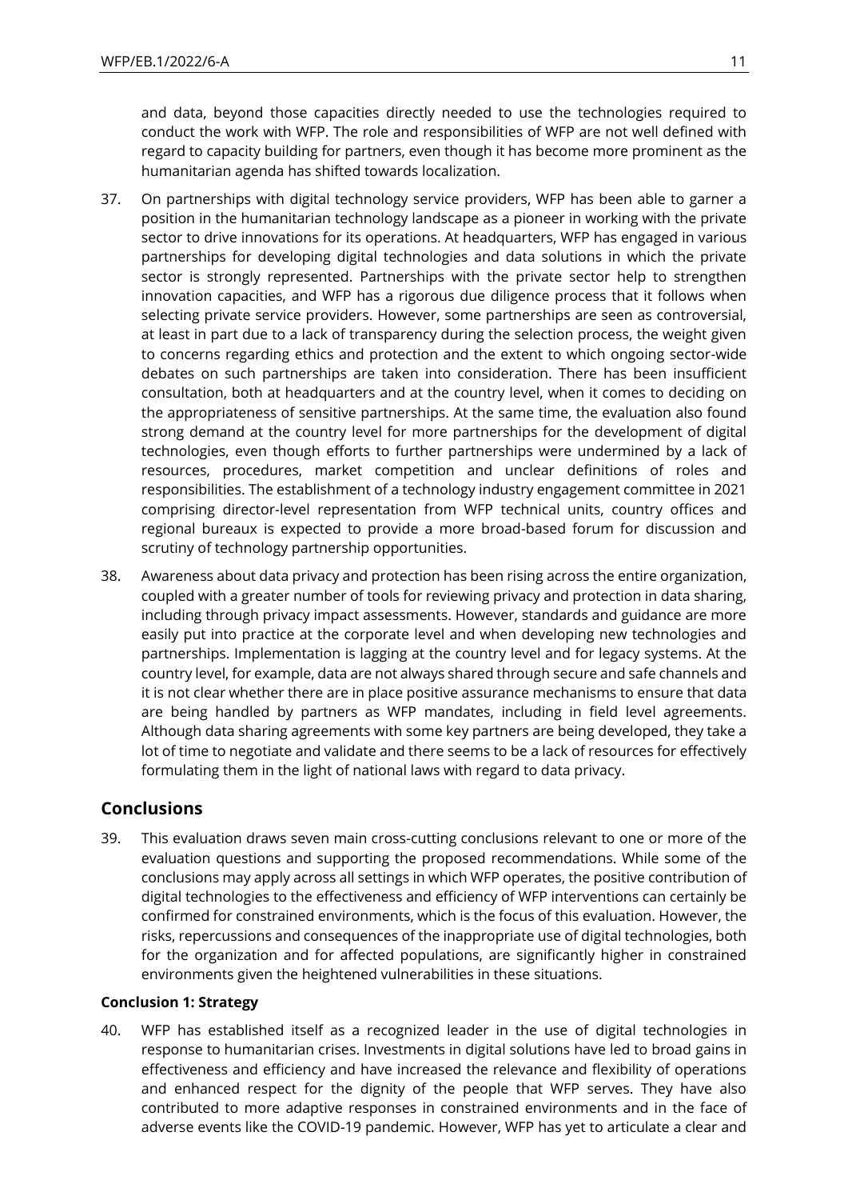and data, beyond those capacities directly needed to use the technologies required to conduct the work with WFP. The role and responsibilities of WFP are not well defined with regard to capacity building for partners, even though it has become more prominent as the humanitarian agenda has shifted towards localization.

37. On partnerships with digital technology service providers, WFP has been able to garner a position in the humanitarian technology landscape as a pioneer in working with the private sector to drive innovations for its operations. At headquarters, WFP has engaged in various partnerships for developing digital technologies and data solutions in which the private sector is strongly represented. Partnerships with the private sector help to strengthen innovation capacities, and WFP has a rigorous due diligence process that it follows when selecting private service providers. However, some partnerships are seen as controversial, at least in part due to a lack of transparency during the selection process, the weight given to concerns regarding ethics and protection and the extent to which ongoing sector-wide debates on such partnerships are taken into consideration. There has been insufficient consultation, both at headquarters and at the country level, when it comes to deciding on the appropriateness of sensitive partnerships. At the same time, the evaluation also found strong demand at the country level for more partnerships for the development of digital technologies, even though efforts to further partnerships were undermined by a lack of resources, procedures, market competition and unclear definitions of roles and responsibilities. The establishment of a technology industry engagement committee in 2021 comprising director-level representation from WFP technical units, country offices and regional bureaux is expected to provide a more broad-based forum for discussion and scrutiny of technology partnership opportunities.

38. Awareness about data privacy and protection has been rising across the entire organization, coupled with a greater number of tools for reviewing privacy and protection in data sharing, including through privacy impact assessments. However, standards and guidance are more easily put into practice at the corporate level and when developing new technologies and partnerships. Implementation is lagging at the country level and for legacy systems. At the country level, for example, data are not always shared through secure and safe channels and it is not clear whether there are in place positive assurance mechanisms to ensure that data are being handled by partners as WFP mandates, including in field level agreements. Although data sharing agreements with some key partners are being developed, they take a lot of time to negotiate and validate and there seems to be a lack of resources for effectively formulating them in the light of national laws with regard to data privacy.

## Conclusions

39. This evaluation draws seven main cross-cutting conclusions relevant to one or more of the evaluation questions and supporting the proposed recommendations. While some of the conclusions may apply across all settings in which WFP operates, the positive contribution of digital technologies to the effectiveness and efficiency of WFP interventions can certainly be confirmed for constrained environments, which is the focus of this evaluation. However, the risks, repercussions and consequences of the inappropriate use of digital technologies, both for the organization and for affected populations, are significantly higher in constrained environments given the heightened vulnerabilities in these situations.

#### Conclusion 1: Strategy

40. WFP has established itself as a recognized leader in the use of digital technologies in response to humanitarian crises. Investments in digital solutions have led to broad gains in effectiveness and efficiency and have increased the relevance and flexibility of operations and enhanced respect for the dignity of the people that WFP serves. They have also contributed to more adaptive responses in constrained environments and in the face of adverse events like the COVID-19 pandemic. However, WFP has yet to articulate a clear and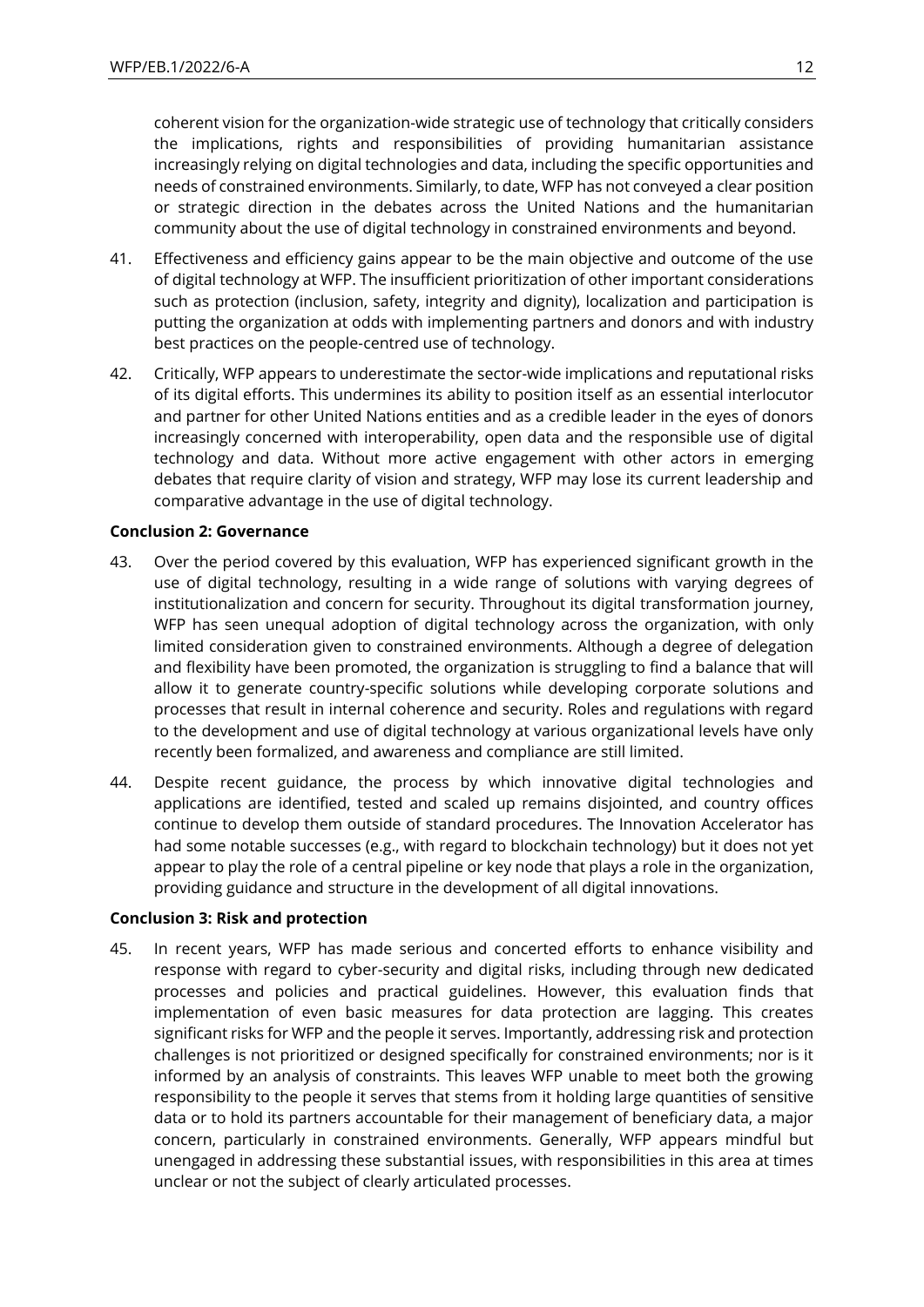coherent vision for the organization-wide strategic use of technology that critically considers the implications, rights and responsibilities of providing humanitarian assistance increasingly relying on digital technologies and data, including the specific opportunities and needs of constrained environments. Similarly, to date, WFP has not conveyed a clear position or strategic direction in the debates across the United Nations and the humanitarian community about the use of digital technology in constrained environments and beyond.

41. Effectiveness and efficiency gains appear to be the main objective and outcome of the use of digital technology at WFP. The insufficient prioritization of other important considerations such as protection (inclusion, safety, integrity and dignity), localization and participation is putting the organization at odds with implementing partners and donors and with industry best practices on the people-centred use of technology.

42. Critically, WFP appears to underestimate the sector-wide implications and reputational risks of its digital efforts. This undermines its ability to position itself as an essential interlocutor and partner for other United Nations entities and as a credible leader in the eyes of donors increasingly concerned with interoperability, open data and the responsible use of digital technology and data. Without more active engagement with other actors in emerging debates that require clarity of vision and strategy, WFP may lose its current leadership and comparative advantage in the use of digital technology.

**Conclusion 2: Governance**

43. Over the period covered by this evaluation, WFP has experienced significant growth in the use of digital technology, resulting in a wide range of solutions with varying degrees of institutionalization and concern for security. Throughout its digital transformation journey, WFP has seen unequal adoption of digital technology across the organization, with only limited consideration given to constrained environments. Although a degree of delegation and flexibility have been promoted, the organization is struggling to find a balance that will allow it to generate country-specific solutions while developing corporate solutions and processes that result in internal coherence and security. Roles and regulations with regard to the development and use of digital technology at various organizational levels have only recently been formalized, and awareness and compliance are still limited.

44. Despite recent guidance, the process by which innovative digital technologies and applications are identified, tested and scaled up remains disjointed, and country offices continue to develop them outside of standard procedures. The Innovation Accelerator has had some notable successes (e.g., with regard to blockchain technology) but it does not yet appear to play the role of a central pipeline or key node that plays a role in the organization, providing guidance and structure in the development of all digital innovations.

**Conclusion 3: Risk and protection**

45. In recent years, WFP has made serious and concerted efforts to enhance visibility and response with regard to cyber-security and digital risks, including through new dedicated processes and policies and practical guidelines. However, this evaluation finds that implementation of even basic measures for data protection are lagging. This creates significant risks for WFP and the people it serves. Importantly, addressing risk and protection challenges is not prioritized or designed specifically for constrained environments; nor is it informed by an analysis of constraints. This leaves WFP unable to meet both the growing responsibility to the people it serves that stems from it holding large quantities of sensitive data or to hold its partners accountable for their management of beneficiary data, a major concern, particularly in constrained environments. Generally, WFP appears mindful but unengaged in addressing these substantial issues, with responsibilities in this area at times unclear or not the subject of clearly articulated processes.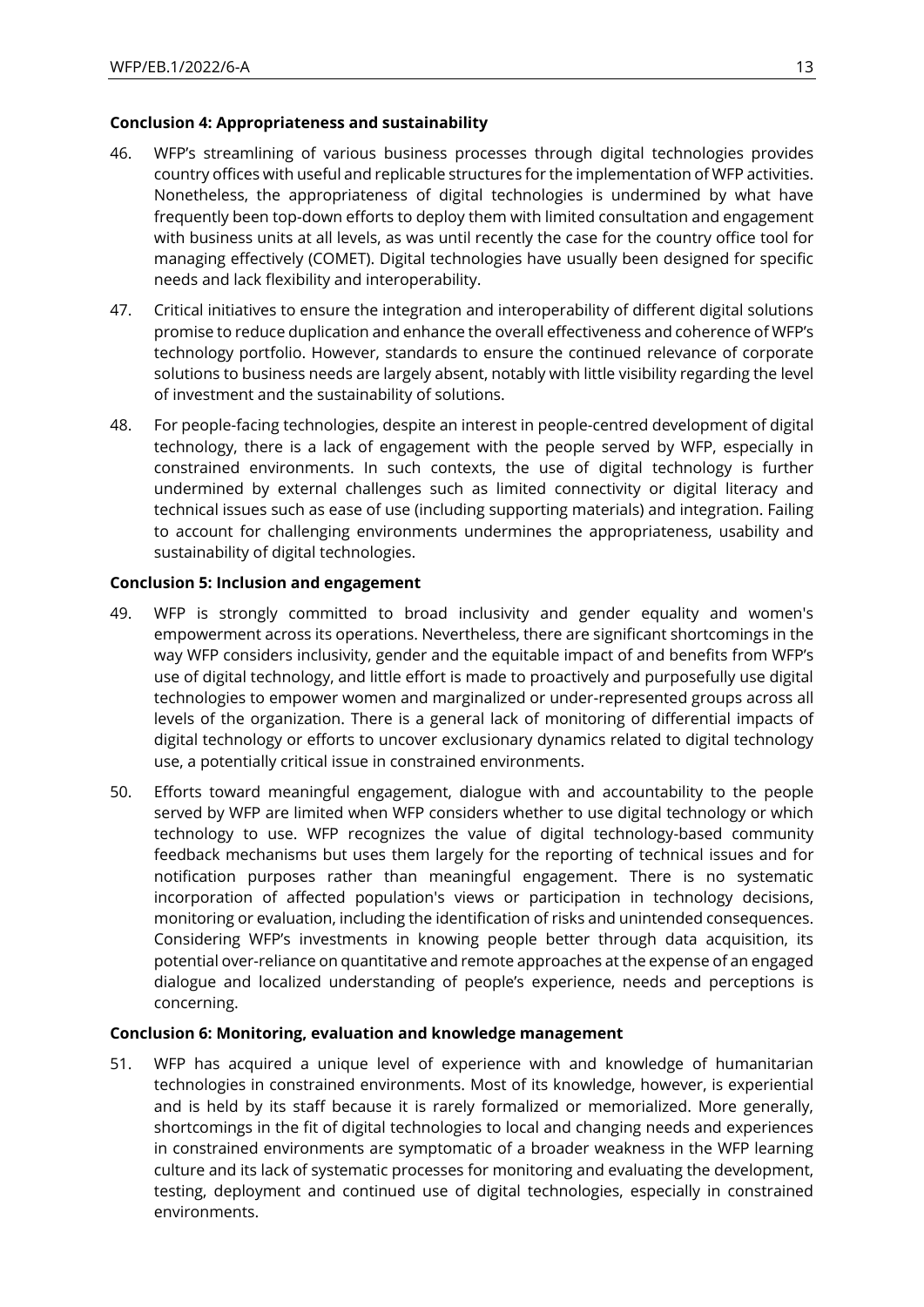**Conclusion 4: Appropriateness and sustainability**

46. WFP's streamlining of various business processes through digital technologies provides country offices with useful and replicable structures for the implementation of WFP activities. Nonetheless, the appropriateness of digital technologies is undermined by what have frequently been top-down efforts to deploy them with limited consultation and engagement with business units at all levels, as was until recently the case for the country office tool for managing effectively (COMET). Digital technologies have usually been designed for specific needs and lack flexibility and interoperability.

47. Critical initiatives to ensure the integration and interoperability of different digital solutions promise to reduce duplication and enhance the overall effectiveness and coherence of WFP's technology portfolio. However, standards to ensure the continued relevance of corporate solutions to business needs are largely absent, notably with little visibility regarding the level of investment and the sustainability of solutions.

48. For people-facing technologies, despite an interest in people-centred development of digital technology, there is a lack of engagement with the people served by WFP, especially in constrained environments. In such contexts, the use of digital technology is further undermined by external challenges such as limited connectivity or digital literacy and technical issues such as ease of use (including supporting materials) and integration. Failing to account for challenging environments undermines the appropriateness, usability and sustainability of digital technologies.

**Conclusion 5: Inclusion and engagement**

49. WFP is strongly committed to broad inclusivity and gender equality and women's empowerment across its operations. Nevertheless, there are significant shortcomings in the way WFP considers inclusivity, gender and the equitable impact of and benefits from WFP's use of digital technology, and little effort is made to proactively and purposefully use digital technologies to empower women and marginalized or under-represented groups across all levels of the organization. There is a general lack of monitoring of differential impacts of digital technology or efforts to uncover exclusionary dynamics related to digital technology use, a potentially critical issue in constrained environments.

50. Efforts toward meaningful engagement, dialogue with and accountability to the people served by WFP are limited when WFP considers whether to use digital technology or which technology to use. WFP recognizes the value of digital technology-based community feedback mechanisms but uses them largely for the reporting of technical issues and for notification purposes rather than meaningful engagement. There is no systematic incorporation of affected population's views or participation in technology decisions, monitoring or evaluation, including the identification of risks and unintended consequences. Considering WFP's investments in knowing people better through data acquisition, its potential over-reliance on quantitative and remote approaches at the expense of an engaged dialogue and localized understanding of people's experience, needs and perceptions is concerning.

**Conclusion 6: Monitoring, evaluation and knowledge management**

51. WFP has acquired a unique level of experience with and knowledge of humanitarian technologies in constrained environments. Most of its knowledge, however, is experiential and is held by its staff because it is rarely formalized or memorialized. More generally, shortcomings in the fit of digital technologies to local and changing needs and experiences in constrained environments are symptomatic of a broader weakness in the WFP learning culture and its lack of systematic processes for monitoring and evaluating the development, testing, deployment and continued use of digital technologies, especially in constrained environments.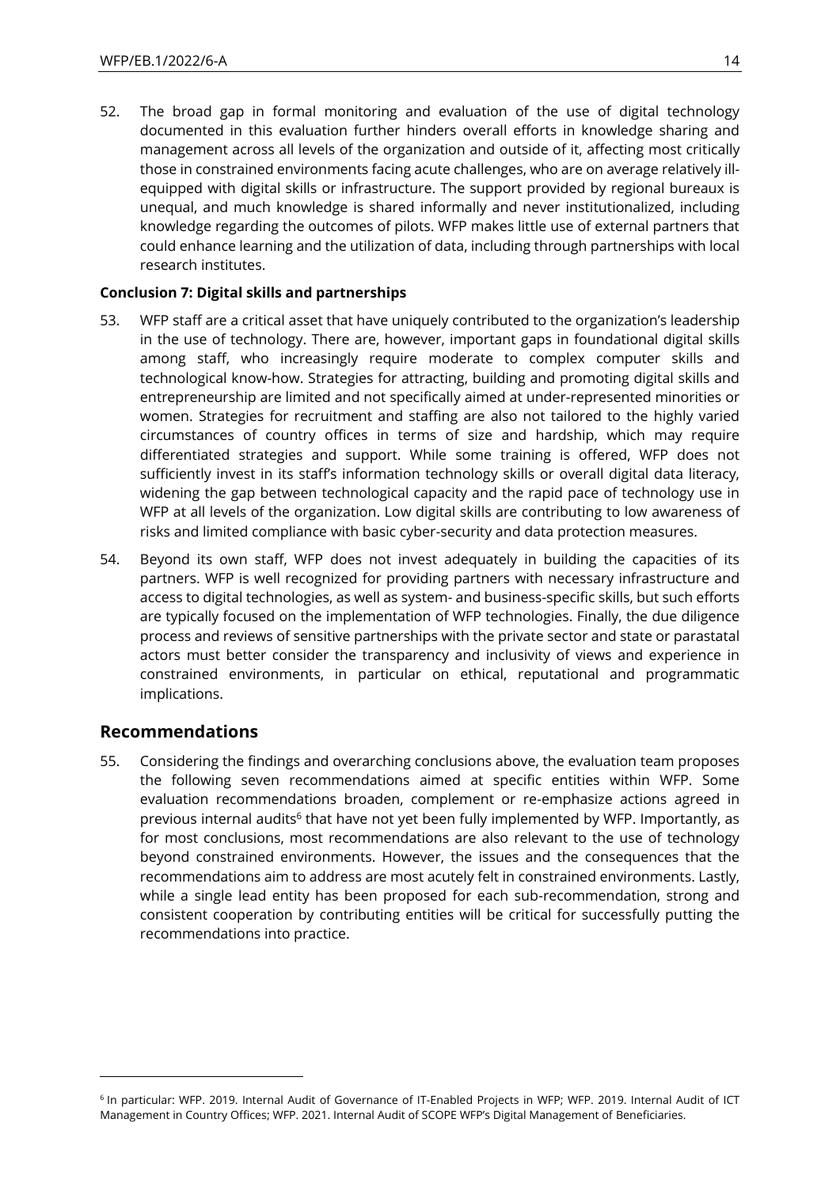52. The broad gap in formal monitoring and evaluation of the use of digital technology documented in this evaluation further hinders overall efforts in knowledge sharing and management across all levels of the organization and outside of it, affecting most critically those in constrained environments facing acute challenges, who are on average relatively ill-equipped with digital skills or infrastructure. The support provided by regional bureaux is unequal, and much knowledge is shared informally and never institutionalized, including knowledge regarding the outcomes of pilots. WFP makes little use of external partners that could enhance learning and the utilization of data, including through partnerships with local research institutes.

**Conclusion 7: Digital skills and partnerships**

53. WFP staff are a critical asset that have uniquely contributed to the organization's leadership in the use of technology. There are, however, important gaps in foundational digital skills among staff, who increasingly require moderate to complex computer skills and technological know-how. Strategies for attracting, building and promoting digital skills and entrepreneurship are limited and not specifically aimed at under-represented minorities or women. Strategies for recruitment and staffing are also not tailored to the highly varied circumstances of country offices in terms of size and hardship, which may require differentiated strategies and support. While some training is offered, WFP does not sufficiently invest in its staff's information technology skills or overall digital data literacy, widening the gap between technological capacity and the rapid pace of technology use in WFP at all levels of the organization. Low digital skills are contributing to low awareness of risks and limited compliance with basic cyber-security and data protection measures.

54. Beyond its own staff, WFP does not invest adequately in building the capacities of its partners. WFP is well recognized for providing partners with necessary infrastructure and access to digital technologies, as well as system- and business-specific skills, but such efforts are typically focused on the implementation of WFP technologies. Finally, the due diligence process and reviews of sensitive partnerships with the private sector and state or parastatal actors must better consider the transparency and inclusivity of views and experience in constrained environments, in particular on ethical, reputational and programmatic implications.

## Recommendations

55. Considering the findings and overarching conclusions above, the evaluation team proposes the following seven recommendations aimed at specific entities within WFP. Some evaluation recommendations broaden, complement or re-emphasize actions agreed in previous internal audits[6] that have not yet been fully implemented by WFP. Importantly, as for most conclusions, most recommendations are also relevant to the use of technology beyond constrained environments. However, the issues and the consequences that the recommendations aim to address are most acutely felt in constrained environments. Lastly, while a single lead entity has been proposed for each sub-recommendation, strong and consistent cooperation by contributing entities will be critical for successfully putting the recommendations into practice.

[6] In particular: WFP. 2019. Internal Audit of Governance of IT-Enabled Projects in WFP; WFP. 2019. Internal Audit of ICT Management in Country Offices; WFP. 2021. Internal Audit of SCOPE WFP's Digital Management of Beneficiaries.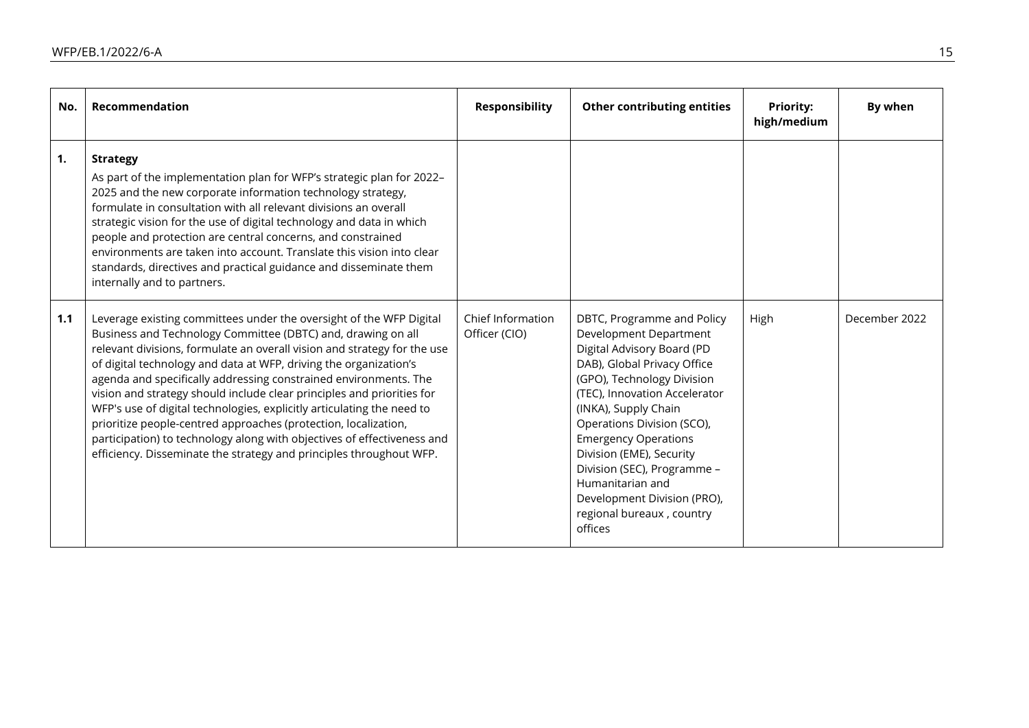| No. | Recommendation | Responsibility | Other contributing entities | Priority: high/medium | By when |
|---|---|---|---|---|---|
| 1. | **Strategy**<br>As part of the implementation plan for WFP's strategic plan for 2022–2025 and the new corporate information technology strategy, formulate in consultation with all relevant divisions an overall strategic vision for the use of digital technology and data in which people and protection are central concerns, and constrained environments are taken into account. Translate this vision into clear standards, directives and practical guidance and disseminate them internally and to partners. | | | | |
| 1.1 | Leverage existing committees under the oversight of the WFP Digital Business and Technology Committee (DBTC) and, drawing on all relevant divisions, formulate an overall vision and strategy for the use of digital technology and data at WFP, driving the organization's agenda and specifically addressing constrained environments. The vision and strategy should include clear principles and priorities for WFP's use of digital technologies, explicitly articulating the need to prioritize people-centred approaches (protection, localization, participation) to technology along with objectives of effectiveness and efficiency. Disseminate the strategy and principles throughout WFP. | Chief Information Officer (CIO) | DBTC, Programme and Policy Development Department Digital Advisory Board (PD DAB), Global Privacy Office (GPO), Technology Division (TEC), Innovation Accelerator (INKA), Supply Chain Operations Division (SCO), Emergency Operations Division (EME), Security Division (SEC), Programme – Humanitarian and Development Division (PRO), regional bureaux , country offices | High | December 2022 |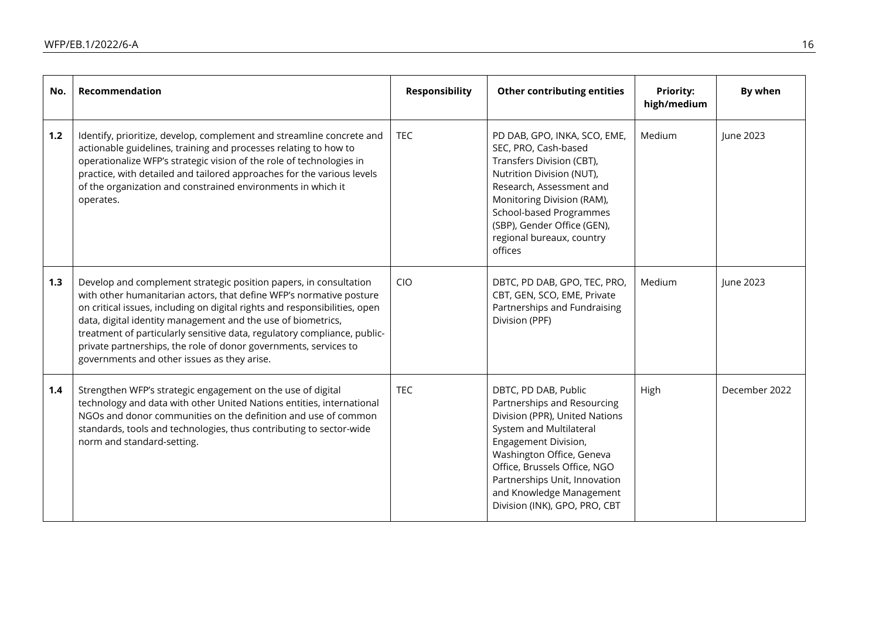| No. | Recommendation | Responsibility | Other contributing entities | Priority: high/medium | By when |
|---|---|---|---|---|---|
| 1.2 | Identify, prioritize, develop, complement and streamline concrete and actionable guidelines, training and processes relating to how to operationalize WFP's strategic vision of the role of technologies in practice, with detailed and tailored approaches for the various levels of the organization and constrained environments in which it operates. | TEC | PD DAB, GPO, INKA, SCO, EME, SEC, PRO, Cash-based Transfers Division (CBT), Nutrition Division (NUT), Research, Assessment and Monitoring Division (RAM), School-based Programmes (SBP), Gender Office (GEN), regional bureaux, country offices | Medium | June 2023 |
| 1.3 | Develop and complement strategic position papers, in consultation with other humanitarian actors, that define WFP's normative posture on critical issues, including on digital rights and responsibilities, open data, digital identity management and the use of biometrics, treatment of particularly sensitive data, regulatory compliance, public-private partnerships, the role of donor governments, services to governments and other issues as they arise. | CIO | DBTC, PD DAB, GPO, TEC, PRO, CBT, GEN, SCO, EME, Private Partnerships and Fundraising Division (PPF) | Medium | June 2023 |
| 1.4 | Strengthen WFP's strategic engagement on the use of digital technology and data with other United Nations entities, international NGOs and donor communities on the definition and use of common standards, tools and technologies, thus contributing to sector-wide norm and standard-setting. | TEC | DBTC, PD DAB, Public Partnerships and Resourcing Division (PPR), United Nations System and Multilateral Engagement Division, Washington Office, Geneva Office, Brussels Office, NGO Partnerships Unit, Innovation and Knowledge Management Division (INK), GPO, PRO, CBT | High | December 2022 |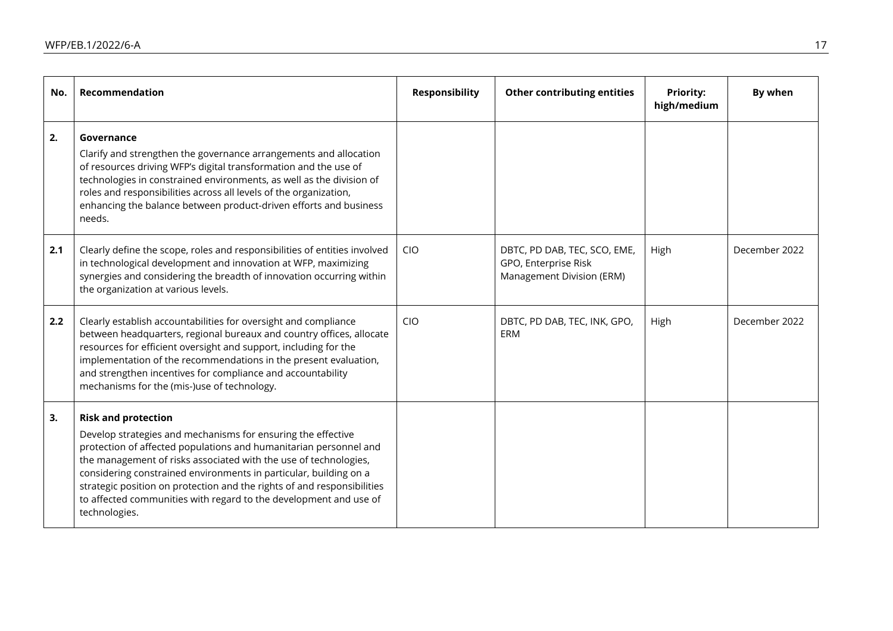| No. | Recommendation | Responsibility | Other contributing entities | Priority: high/medium | By when |
|---|---|---|---|---|---|
| **2.** | **Governance**<br>Clarify and strengthen the governance arrangements and allocation of resources driving WFP's digital transformation and the use of technologies in constrained environments, as well as the division of roles and responsibilities across all levels of the organization, enhancing the balance between product-driven efforts and business needs. | | | | |
| **2.1** | Clearly define the scope, roles and responsibilities of entities involved in technological development and innovation at WFP, maximizing synergies and considering the breadth of innovation occurring within the organization at various levels. | CIO | DBTC, PD DAB, TEC, SCO, EME, GPO, Enterprise Risk Management Division (ERM) | High | December 2022 |
| **2.2** | Clearly establish accountabilities for oversight and compliance between headquarters, regional bureaux and country offices, allocate resources for efficient oversight and support, including for the implementation of the recommendations in the present evaluation, and strengthen incentives for compliance and accountability mechanisms for the (mis-)use of technology. | CIO | DBTC, PD DAB, TEC, INK, GPO, ERM | High | December 2022 |
| **3.** | **Risk and protection**<br>Develop strategies and mechanisms for ensuring the effective protection of affected populations and humanitarian personnel and the management of risks associated with the use of technologies, considering constrained environments in particular, building on a strategic position on protection and the rights of and responsibilities to affected communities with regard to the development and use of technologies. | | | | |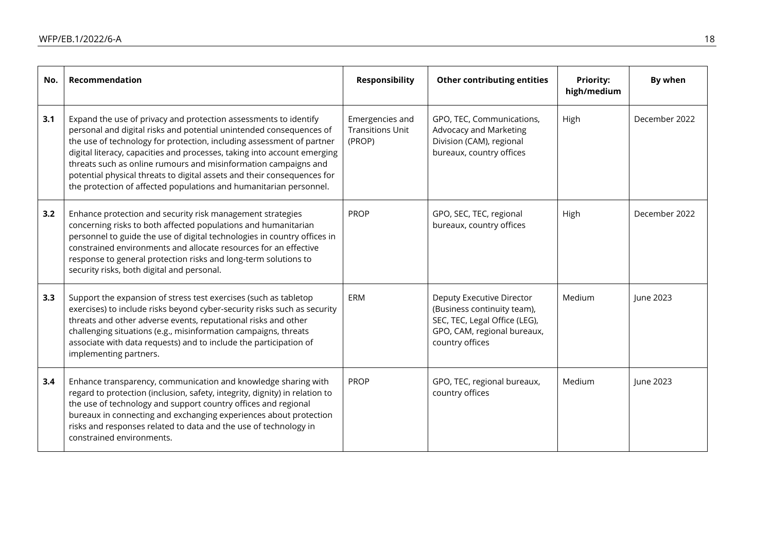| No. | Recommendation | Responsibility | Other contributing entities | Priority: high/medium | By when |
|---|---|---|---|---|---|
| **3.1** | Expand the use of privacy and protection assessments to identify personal and digital risks and potential unintended consequences of the use of technology for protection, including assessment of partner digital literacy, capacities and processes, taking into account emerging threats such as online rumours and misinformation campaigns and potential physical threats to digital assets and their consequences for the protection of affected populations and humanitarian personnel. | Emergencies and Transitions Unit (PROP) | GPO, TEC, Communications, Advocacy and Marketing Division (CAM), regional bureaux, country offices | High | December 2022 |
| **3.2** | Enhance protection and security risk management strategies concerning risks to both affected populations and humanitarian personnel to guide the use of digital technologies in country offices in constrained environments and allocate resources for an effective response to general protection risks and long-term solutions to security risks, both digital and personal. | PROP | GPO, SEC, TEC, regional bureaux, country offices | High | December 2022 |
| **3.3** | Support the expansion of stress test exercises (such as tabletop exercises) to include risks beyond cyber-security risks such as security threats and other adverse events, reputational risks and other challenging situations (e.g., misinformation campaigns, threats associate with data requests) and to include the participation of implementing partners. | ERM | Deputy Executive Director (Business continuity team), SEC, TEC, Legal Office (LEG), GPO, CAM, regional bureaux, country offices | Medium | June 2023 |
| **3.4** | Enhance transparency, communication and knowledge sharing with regard to protection (inclusion, safety, integrity, dignity) in relation to the use of technology and support country offices and regional bureaux in connecting and exchanging experiences about protection risks and responses related to data and the use of technology in constrained environments. | PROP | GPO, TEC, regional bureaux, country offices | Medium | June 2023 |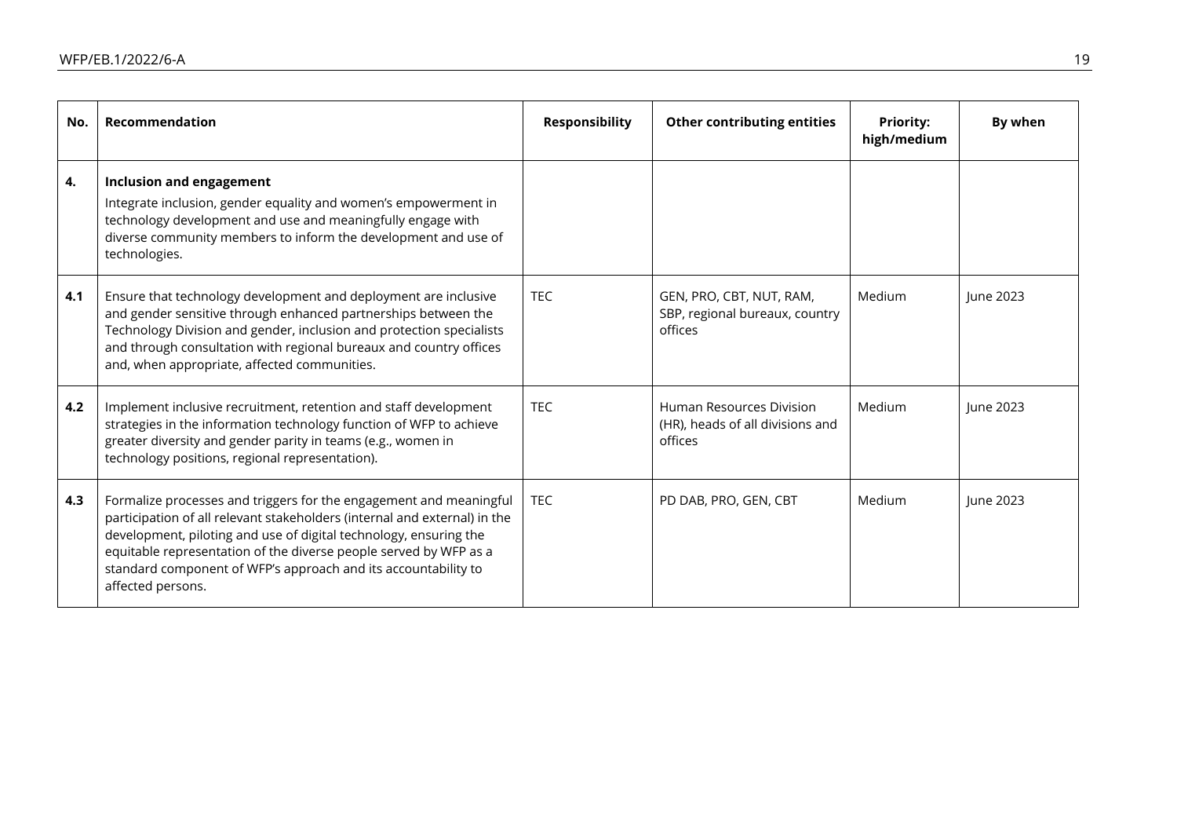| No. | Recommendation | Responsibility | Other contributing entities | Priority: high/medium | By when |
|---|---|---|---|---|---|
| **4.** | **Inclusion and engagement**<br>Integrate inclusion, gender equality and women's empowerment in technology development and use and meaningfully engage with diverse community members to inform the development and use of technologies. | | | | |
| **4.1** | Ensure that technology development and deployment are inclusive and gender sensitive through enhanced partnerships between the Technology Division and gender, inclusion and protection specialists and through consultation with regional bureaux and country offices and, when appropriate, affected communities. | TEC | GEN, PRO, CBT, NUT, RAM, SBP, regional bureaux, country offices | Medium | June 2023 |
| **4.2** | Implement inclusive recruitment, retention and staff development strategies in the information technology function of WFP to achieve greater diversity and gender parity in teams (e.g., women in technology positions, regional representation). | TEC | Human Resources Division (HR), heads of all divisions and offices | Medium | June 2023 |
| **4.3** | Formalize processes and triggers for the engagement and meaningful participation of all relevant stakeholders (internal and external) in the development, piloting and use of digital technology, ensuring the equitable representation of the diverse people served by WFP as a standard component of WFP's approach and its accountability to affected persons. | TEC | PD DAB, PRO, GEN, CBT | Medium | June 2023 |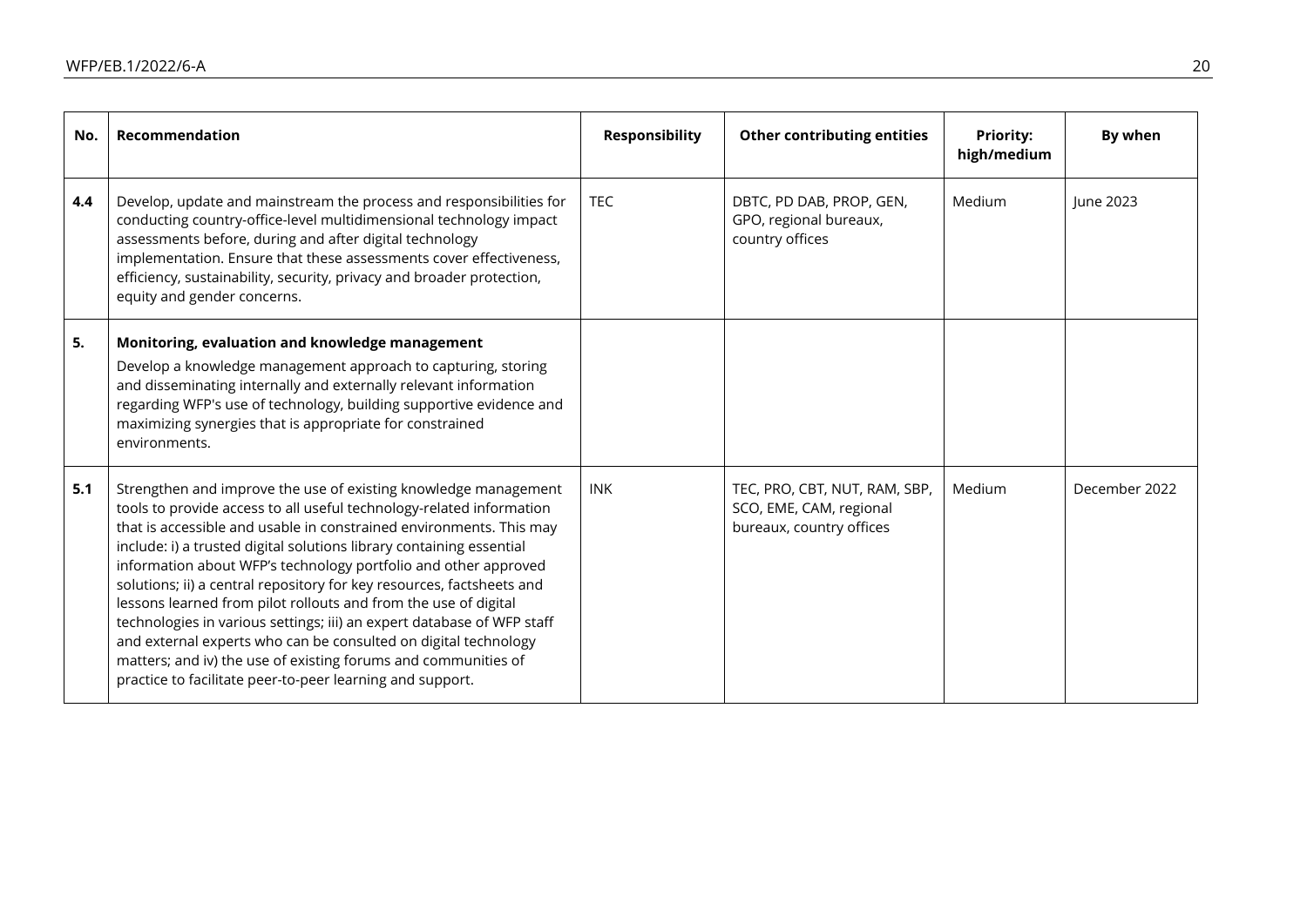| No. | Recommendation | Responsibility | Other contributing entities | Priority: high/medium | By when |
|---|---|---|---|---|---|
| **4.4** | Develop, update and mainstream the process and responsibilities for conducting country-office-level multidimensional technology impact assessments before, during and after digital technology implementation. Ensure that these assessments cover effectiveness, efficiency, sustainability, security, privacy and broader protection, equity and gender concerns. | TEC | DBTC, PD DAB, PROP, GEN, GPO, regional bureaux, country offices | Medium | June 2023 |
| **5.** | **Monitoring, evaluation and knowledge management**<br>Develop a knowledge management approach to capturing, storing and disseminating internally and externally relevant information regarding WFP's use of technology, building supportive evidence and maximizing synergies that is appropriate for constrained environments. | | | | |
| **5.1** | Strengthen and improve the use of existing knowledge management tools to provide access to all useful technology-related information that is accessible and usable in constrained environments. This may include: i) a trusted digital solutions library containing essential information about WFP's technology portfolio and other approved solutions; ii) a central repository for key resources, factsheets and lessons learned from pilot rollouts and from the use of digital technologies in various settings; iii) an expert database of WFP staff and external experts who can be consulted on digital technology matters; and iv) the use of existing forums and communities of practice to facilitate peer-to-peer learning and support. | INK | TEC, PRO, CBT, NUT, RAM, SBP, SCO, EME, CAM, regional bureaux, country offices | Medium | December 2022 |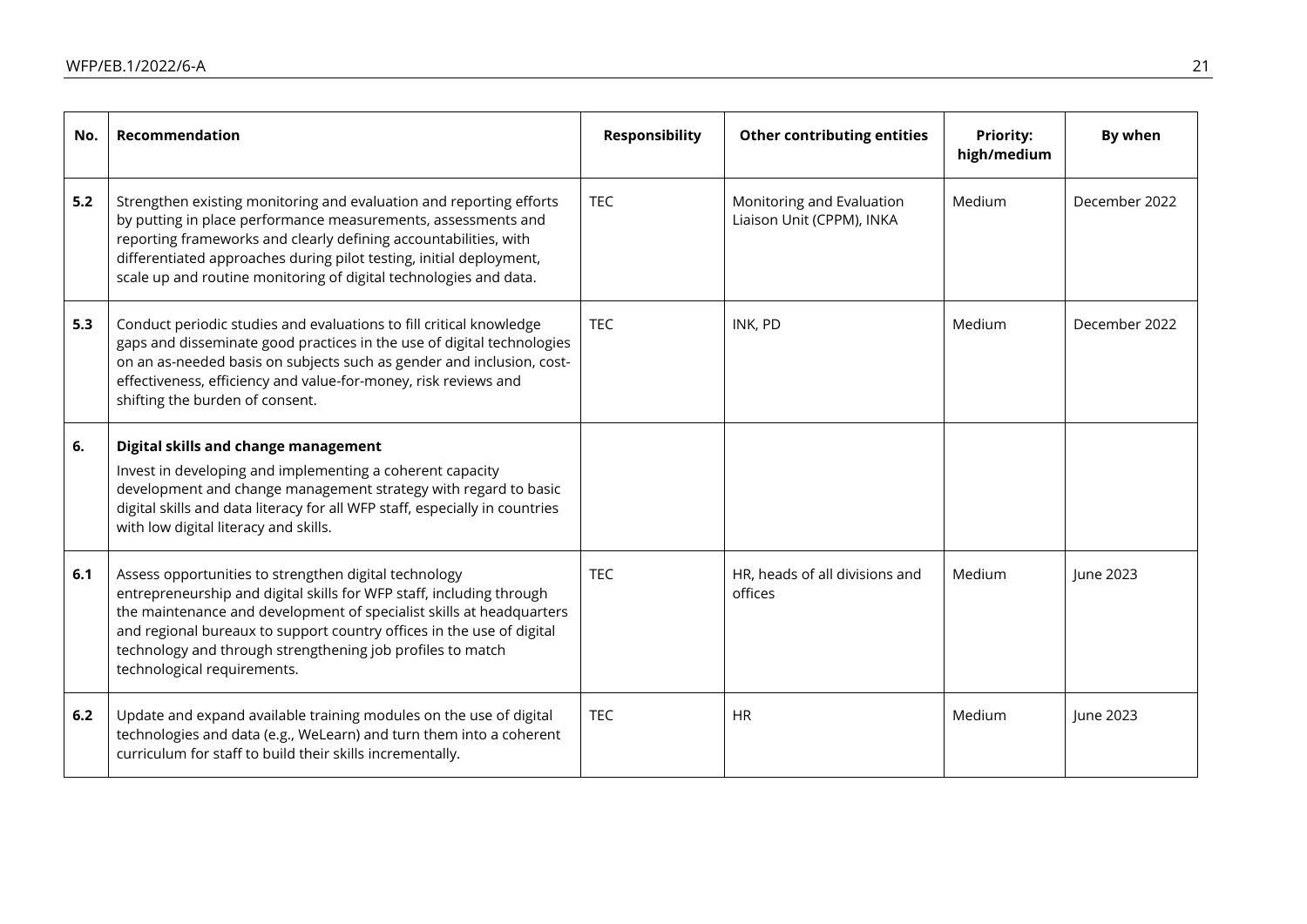| No. | Recommendation | Responsibility | Other contributing entities | Priority: high/medium | By when |
|---|---|---|---|---|---|
| **5.2** | Strengthen existing monitoring and evaluation and reporting efforts by putting in place performance measurements, assessments and reporting frameworks and clearly defining accountabilities, with differentiated approaches during pilot testing, initial deployment, scale up and routine monitoring of digital technologies and data. | TEC | Monitoring and Evaluation Liaison Unit (CPPM), INKA | Medium | December 2022 |
| **5.3** | Conduct periodic studies and evaluations to fill critical knowledge gaps and disseminate good practices in the use of digital technologies on an as-needed basis on subjects such as gender and inclusion, cost-effectiveness, efficiency and value-for-money, risk reviews and shifting the burden of consent. | TEC | INK, PD | Medium | December 2022 |
| **6.** | **Digital skills and change management** Invest in developing and implementing a coherent capacity development and change management strategy with regard to basic digital skills and data literacy for all WFP staff, especially in countries with low digital literacy and skills. | | | | |
| **6.1** | Assess opportunities to strengthen digital technology entrepreneurship and digital skills for WFP staff, including through the maintenance and development of specialist skills at headquarters and regional bureaux to support country offices in the use of digital technology and through strengthening job profiles to match technological requirements. | TEC | HR, heads of all divisions and offices | Medium | June 2023 |
| **6.2** | Update and expand available training modules on the use of digital technologies and data (e.g., WeLearn) and turn them into a coherent curriculum for staff to build their skills incrementally. | TEC | HR | Medium | June 2023 |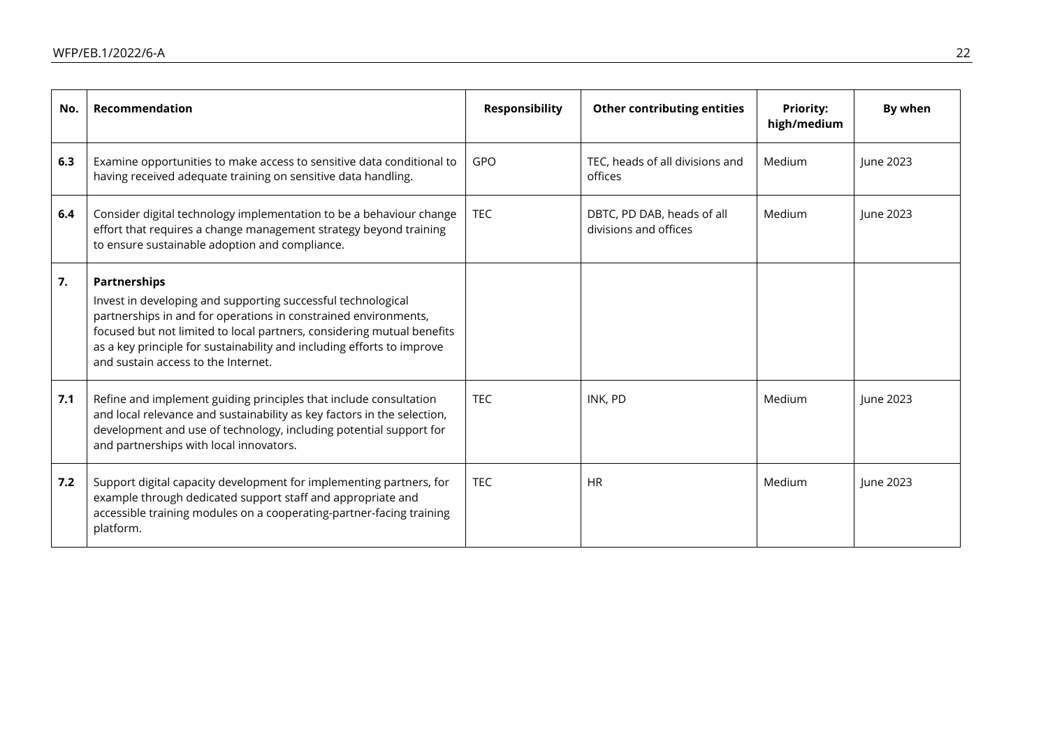| No. | Recommendation | Responsibility | Other contributing entities | Priority: high/medium | By when |
|---|---|---|---|---|---|
| **6.3** | Examine opportunities to make access to sensitive data conditional to having received adequate training on sensitive data handling. | GPO | TEC, heads of all divisions and offices | Medium | June 2023 |
| **6.4** | Consider digital technology implementation to be a behaviour change effort that requires a change management strategy beyond training to ensure sustainable adoption and compliance. | TEC | DBTC, PD DAB, heads of all divisions and offices | Medium | June 2023 |
| **7.** | **Partnerships**<br>Invest in developing and supporting successful technological partnerships in and for operations in constrained environments, focused but not limited to local partners, considering mutual benefits as a key principle for sustainability and including efforts to improve and sustain access to the Internet. | | | | |
| **7.1** | Refine and implement guiding principles that include consultation and local relevance and sustainability as key factors in the selection, development and use of technology, including potential support for and partnerships with local innovators. | TEC | INK, PD | Medium | June 2023 |
| **7.2** | Support digital capacity development for implementing partners, for example through dedicated support staff and appropriate and accessible training modules on a cooperating-partner-facing training platform. | TEC | HR | Medium | June 2023 |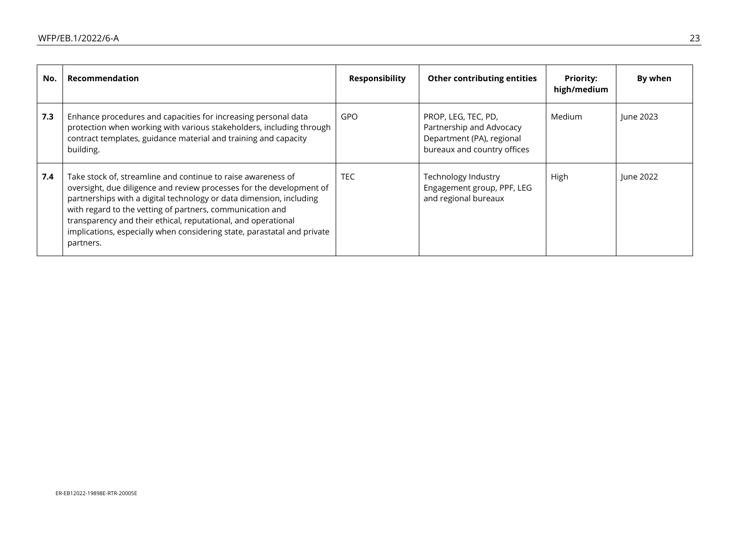| No. | Recommendation | Responsibility | Other contributing entities | Priority: high/medium | By when |
|---|---|---|---|---|---|
| **7.3** | Enhance procedures and capacities for increasing personal data protection when working with various stakeholders, including through contract templates, guidance material and training and capacity building. | GPO | PROP, LEG, TEC, PD, Partnership and Advocacy Department (PA), regional bureaux and country offices | Medium | June 2023 |
| **7.4** | Take stock of, streamline and continue to raise awareness of oversight, due diligence and review processes for the development of partnerships with a digital technology or data dimension, including with regard to the vetting of partners, communication and transparency and their ethical, reputational, and operational implications, especially when considering state, parastatal and private partners. | TEC | Technology Industry Engagement group, PPF, LEG and regional bureaux | High | June 2022 |

ER-EB12022-19898E-RTR-20005E